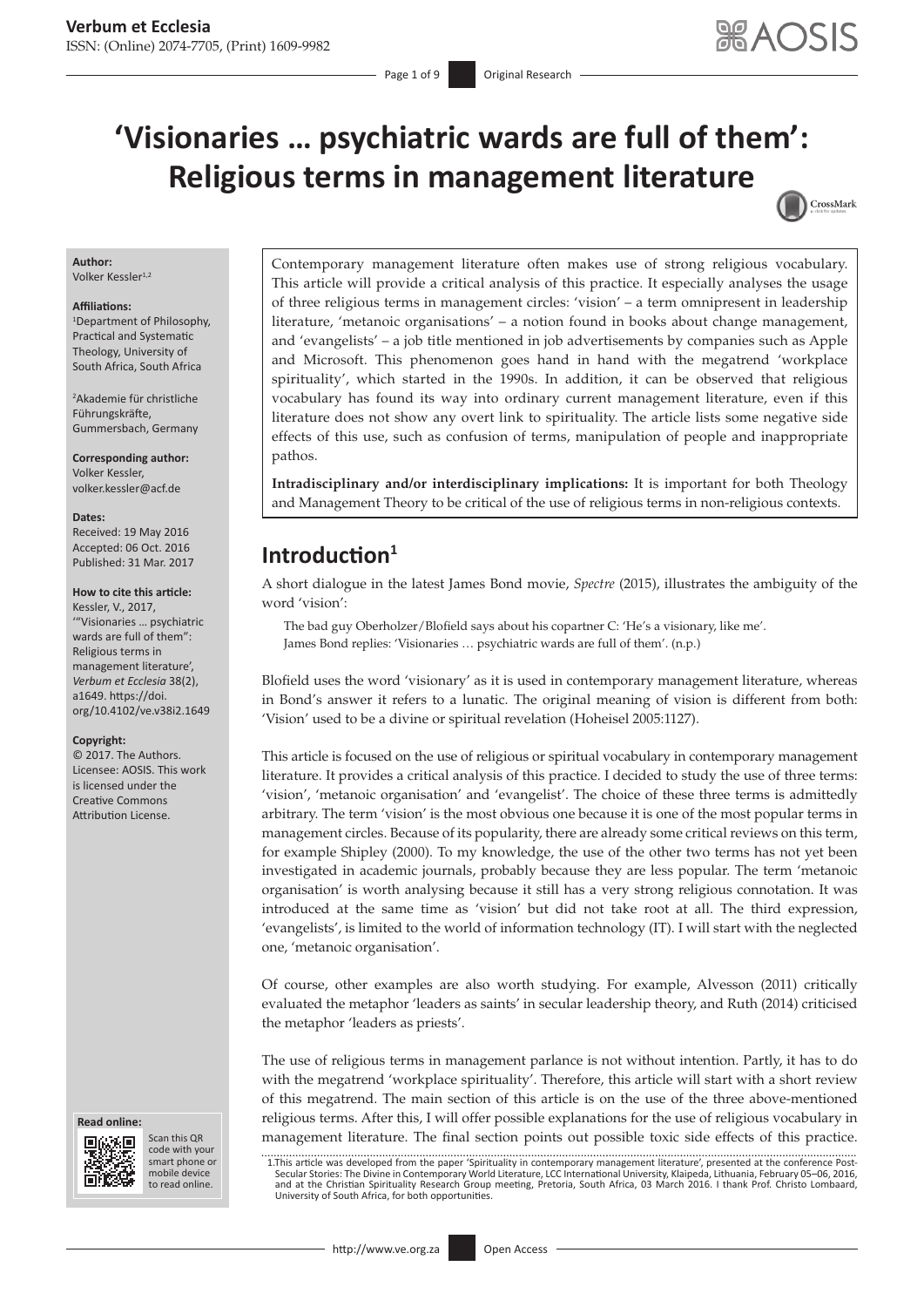# 'Visionaries … psychiatric wards are full of them': Religious terms in management literature

**Author:**
Volker Kessler[1,2]

**Affiliations:**
[1]Department of Philosophy, Practical and Systematic Theology, University of South Africa, South Africa

[2]Akademie für christliche Führungskräfte, Gummersbach, Germany

**Corresponding author:**
Volker Kessler,
volker.kessler@acf.de

**Dates:**
Received: 19 May 2016
Accepted: 06 Oct. 2016
Published: 31 Mar. 2017

**How to cite this article:**
Kessler, V., 2017, '"Visionaries … psychiatric wards are full of them": Religious terms in management literature', *Verbum et Ecclesia* 38(2), a1649. https://doi.org/10.4102/ve.v38i2.1649

**Copyright:**
© 2017. The Authors. Licensee: AOSIS. This work is licensed under the Creative Commons Attribution License.

Contemporary management literature often makes use of strong religious vocabulary. This article will provide a critical analysis of this practice. It especially analyses the usage of three religious terms in management circles: 'vision' – a term omnipresent in leadership literature, 'metanoic organisations' – a notion found in books about change management, and 'evangelists' – a job title mentioned in job advertisements by companies such as Apple and Microsoft. This phenomenon goes hand in hand with the megatrend 'workplace spirituality', which started in the 1990s. In addition, it can be observed that religious vocabulary has found its way into ordinary current management literature, even if this literature does not show any overt link to spirituality. The article lists some negative side effects of this use, such as confusion of terms, manipulation of people and inappropriate pathos.

**Intradisciplinary and/or interdisciplinary implications:** It is important for both Theology and Management Theory to be critical of the use of religious terms in non-religious contexts.

## Introduction[1]

A short dialogue in the latest James Bond movie, *Spectre* (2015), illustrates the ambiguity of the word 'vision':

> The bad guy Oberholzer/Blofield says about his copartner C: 'He's a visionary, like me'.
> James Bond replies: 'Visionaries … psychiatric wards are full of them'. (n.p.)

Blofield uses the word 'visionary' as it is used in contemporary management literature, whereas in Bond's answer it refers to a lunatic. The original meaning of vision is different from both: 'Vision' used to be a divine or spiritual revelation (Hoheisel 2005:1127).

This article is focused on the use of religious or spiritual vocabulary in contemporary management literature. It provides a critical analysis of this practice. I decided to study the use of three terms: 'vision', 'metanoic organisation' and 'evangelist'. The choice of these three terms is admittedly arbitrary. The term 'vision' is the most obvious one because it is one of the most popular terms in management circles. Because of its popularity, there are already some critical reviews on this term, for example Shipley (2000). To my knowledge, the use of the other two terms has not yet been investigated in academic journals, probably because they are less popular. The term 'metanoic organisation' is worth analysing because it still has a very strong religious connotation. It was introduced at the same time as 'vision' but did not take root at all. The third expression, 'evangelists', is limited to the world of information technology (IT). I will start with the neglected one, 'metanoic organisation'.

Of course, other examples are also worth studying. For example, Alvesson (2011) critically evaluated the metaphor 'leaders as saints' in secular leadership theory, and Ruth (2014) criticised the metaphor 'leaders as priests'.

The use of religious terms in management parlance is not without intention. Partly, it has to do with the megatrend 'workplace spirituality'. Therefore, this article will start with a short review of this megatrend. The main section of this article is on the use of the three above-mentioned religious terms. After this, I will offer possible explanations for the use of religious vocabulary in management literature. The final section points out possible toxic side effects of this practice.

1.This article was developed from the paper 'Spirituality in contemporary management literature', presented at the conference Post-Secular Stories: The Divine in Contemporary World Literature, LCC International University, Klaipeda, Lithuania, February 05–06, 2016, and at the Christian Spirituality Research Group meeting, Pretoria, South Africa, 03 March 2016. I thank Prof. Christo Lombaard, University of South Africa, for both opportunities.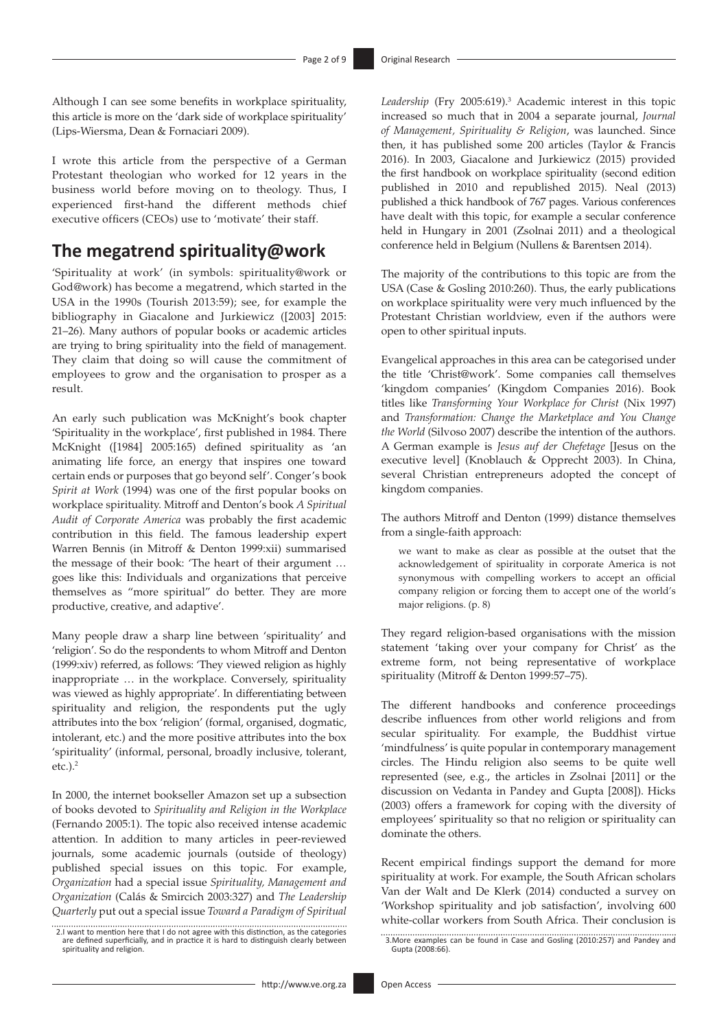Although I can see some benefits in workplace spirituality, this article is more on the 'dark side of workplace spirituality' (Lips-Wiersma, Dean & Fornaciari 2009).

I wrote this article from the perspective of a German Protestant theologian who worked for 12 years in the business world before moving on to theology. Thus, I experienced first-hand the different methods chief executive officers (CEOs) use to 'motivate' their staff.

## The megatrend spirituality@work

'Spirituality at work' (in symbols: spirituality@work or God@work) has become a megatrend, which started in the USA in the 1990s (Tourish 2013:59); see, for example the bibliography in Giacalone and Jurkiewicz ([2003] 2015: 21–26). Many authors of popular books or academic articles are trying to bring spirituality into the field of management. They claim that doing so will cause the commitment of employees to grow and the organisation to prosper as a result.

An early such publication was McKnight's book chapter 'Spirituality in the workplace', first published in 1984. There McKnight ([1984] 2005:165) defined spirituality as 'an animating life force, an energy that inspires one toward certain ends or purposes that go beyond self'. Conger's book *Spirit at Work* (1994) was one of the first popular books on workplace spirituality. Mitroff and Denton's book *A Spiritual Audit of Corporate America* was probably the first academic contribution in this field. The famous leadership expert Warren Bennis (in Mitroff & Denton 1999:xii) summarised the message of their book: 'The heart of their argument … goes like this: Individuals and organizations that perceive themselves as "more spiritual" do better. They are more productive, creative, and adaptive'.

Many people draw a sharp line between 'spirituality' and 'religion'. So do the respondents to whom Mitroff and Denton (1999:xiv) referred, as follows: 'They viewed religion as highly inappropriate … in the workplace. Conversely, spirituality was viewed as highly appropriate'. In differentiating between spirituality and religion, the respondents put the ugly attributes into the box 'religion' (formal, organised, dogmatic, intolerant, etc.) and the more positive attributes into the box 'spirituality' (informal, personal, broadly inclusive, tolerant, etc.).[2]

In 2000, the internet bookseller Amazon set up a subsection of books devoted to *Spirituality and Religion in the Workplace* (Fernando 2005:1). The topic also received intense academic attention. In addition to many articles in peer-reviewed journals, some academic journals (outside of theology) published special issues on this topic. For example, *Organization* had a special issue *Spirituality, Management and Organization* (Calás & Smircich 2003:327) and *The Leadership Quarterly* put out a special issue *Toward a Paradigm of Spiritual Leadership* (Fry 2005:619).[3] Academic interest in this topic increased so much that in 2004 a separate journal, *Journal of Management, Spirituality & Religion*, was launched. Since then, it has published some 200 articles (Taylor & Francis 2016). In 2003, Giacalone and Jurkiewicz (2015) provided the first handbook on workplace spirituality (second edition published in 2010 and republished 2015). Neal (2013) published a thick handbook of 767 pages. Various conferences have dealt with this topic, for example a secular conference held in Hungary in 2001 (Zsolnai 2011) and a theological conference held in Belgium (Nullens & Barentsen 2014).

The majority of the contributions to this topic are from the USA (Case & Gosling 2010:260). Thus, the early publications on workplace spirituality were very much influenced by the Protestant Christian worldview, even if the authors were open to other spiritual inputs.

Evangelical approaches in this area can be categorised under the title 'Christ@work'. Some companies call themselves 'kingdom companies' (Kingdom Companies 2016). Book titles like *Transforming Your Workplace for Christ* (Nix 1997) and *Transformation: Change the Marketplace and You Change the World* (Silvoso 2007) describe the intention of the authors. A German example is *Jesus auf der Chefetage* [Jesus on the executive level] (Knoblauch & Opprecht 2003). In China, several Christian entrepreneurs adopted the concept of kingdom companies.

The authors Mitroff and Denton (1999) distance themselves from a single-faith approach:

> we want to make as clear as possible at the outset that the acknowledgement of spirituality in corporate America is not synonymous with compelling workers to accept an official company religion or forcing them to accept one of the world's major religions. (p. 8)

They regard religion-based organisations with the mission statement 'taking over your company for Christ' as the extreme form, not being representative of workplace spirituality (Mitroff & Denton 1999:57–75).

The different handbooks and conference proceedings describe influences from other world religions and from secular spirituality. For example, the Buddhist virtue 'mindfulness' is quite popular in contemporary management circles. The Hindu religion also seems to be quite well represented (see, e.g., the articles in Zsolnai [2011] or the discussion on Vedanta in Pandey and Gupta [2008]). Hicks (2003) offers a framework for coping with the diversity of employees' spirituality so that no religion or spirituality can dominate the others.

Recent empirical findings support the demand for more spirituality at work. For example, the South African scholars Van der Walt and De Klerk (2014) conducted a survey on 'Workshop spirituality and job satisfaction', involving 600 white-collar workers from South Africa. Their conclusion is

2. I want to mention here that I do not agree with this distinction, as the categories are defined superficially, and in practice it is hard to distinguish clearly between spirituality and religion.

3. More examples can be found in Case and Gosling (2010:257) and Pandey and Gupta (2008:66).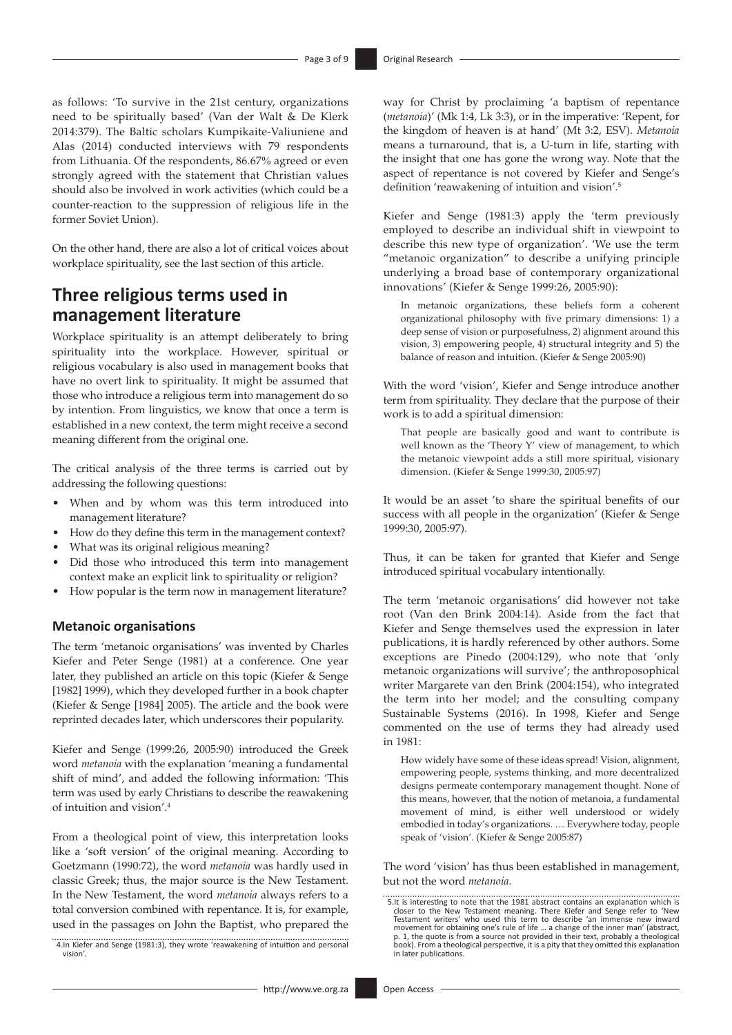as follows: 'To survive in the 21st century, organizations need to be spiritually based' (Van der Walt & De Klerk 2014:379). The Baltic scholars Kumpikaite-Valiuniene and Alas (2014) conducted interviews with 79 respondents from Lithuania. Of the respondents, 86.67% agreed or even strongly agreed with the statement that Christian values should also be involved in work activities (which could be a counter-reaction to the suppression of religious life in the former Soviet Union).

On the other hand, there are also a lot of critical voices about workplace spirituality, see the last section of this article.

## Three religious terms used in management literature

Workplace spirituality is an attempt deliberately to bring spirituality into the workplace. However, spiritual or religious vocabulary is also used in management books that have no overt link to spirituality. It might be assumed that those who introduce a religious term into management do so by intention. From linguistics, we know that once a term is established in a new context, the term might receive a second meaning different from the original one.

The critical analysis of the three terms is carried out by addressing the following questions:

- When and by whom was this term introduced into management literature?
- How do they define this term in the management context?
- What was its original religious meaning?
- Did those who introduced this term into management context make an explicit link to spirituality or religion?
- How popular is the term now in management literature?

### Metanoic organisations

The term 'metanoic organisations' was invented by Charles Kiefer and Peter Senge (1981) at a conference. One year later, they published an article on this topic (Kiefer & Senge [1982] 1999), which they developed further in a book chapter (Kiefer & Senge [1984] 2005). The article and the book were reprinted decades later, which underscores their popularity.

Kiefer and Senge (1999:26, 2005:90) introduced the Greek word *metanoia* with the explanation 'meaning a fundamental shift of mind', and added the following information: 'This term was used by early Christians to describe the reawakening of intuition and vision'.[4]

From a theological point of view, this interpretation looks like a 'soft version' of the original meaning. According to Goetzmann (1990:72), the word *metanoia* was hardly used in classic Greek; thus, the major source is the New Testament. In the New Testament, the word *metanoia* always refers to a total conversion combined with repentance. It is, for example, used in the passages on John the Baptist, who prepared the way for Christ by proclaiming 'a baptism of repentance (*metanoia*)' (Mk 1:4, Lk 3:3), or in the imperative: 'Repent, for the kingdom of heaven is at hand' (Mt 3:2, ESV). *Metanoia* means a turnaround, that is, a U-turn in life, starting with the insight that one has gone the wrong way. Note that the aspect of repentance is not covered by Kiefer and Senge's definition 'reawakening of intuition and vision'.[5]

Kiefer and Senge (1981:3) apply the 'term previously employed to describe an individual shift in viewpoint to describe this new type of organization'. 'We use the term "metanoic organization" to describe a unifying principle underlying a broad base of contemporary organizational innovations' (Kiefer & Senge 1999:26, 2005:90):

> In metanoic organizations, these beliefs form a coherent organizational philosophy with five primary dimensions: 1) a deep sense of vision or purposefulness, 2) alignment around this vision, 3) empowering people, 4) structural integrity and 5) the balance of reason and intuition. (Kiefer & Senge 2005:90)

With the word 'vision', Kiefer and Senge introduce another term from spirituality. They declare that the purpose of their work is to add a spiritual dimension:

> That people are basically good and want to contribute is well known as the 'Theory Y' view of management, to which the metanoic viewpoint adds a still more spiritual, visionary dimension. (Kiefer & Senge 1999:30, 2005:97)

It would be an asset 'to share the spiritual benefits of our success with all people in the organization' (Kiefer & Senge 1999:30, 2005:97).

Thus, it can be taken for granted that Kiefer and Senge introduced spiritual vocabulary intentionally.

The term 'metanoic organisations' did however not take root (Van den Brink 2004:14). Aside from the fact that Kiefer and Senge themselves used the expression in later publications, it is hardly referenced by other authors. Some exceptions are Pinedo (2004:129), who note that 'only metanoic organizations will survive'; the anthroposophical writer Margarete van den Brink (2004:154), who integrated the term into her model; and the consulting company Sustainable Systems (2016). In 1998, Kiefer and Senge commented on the use of terms they had already used in 1981:

> How widely have some of these ideas spread! Vision, alignment, empowering people, systems thinking, and more decentralized designs permeate contemporary management thought. None of this means, however, that the notion of metanoia, a fundamental movement of mind, is either well understood or widely embodied in today's organizations. … Everywhere today, people speak of 'vision'. (Kiefer & Senge 2005:87)

The word 'vision' has thus been established in management, but not the word *metanoia*.

4.In Kiefer and Senge (1981:3), they wrote 'reawakening of intuition and personal vision'.

5.It is interesting to note that the 1981 abstract contains an explanation which is closer to the New Testament meaning. There Kiefer and Senge refer to 'New Testament writers' who used this term to describe 'an immense new inward movement for obtaining one's rule of life … a change of the inner man' (abstract, p. 1, the quote is from a source not provided in their text, probably a theological book). From a theological perspective, it is a pity that they omitted this explanation in later publications.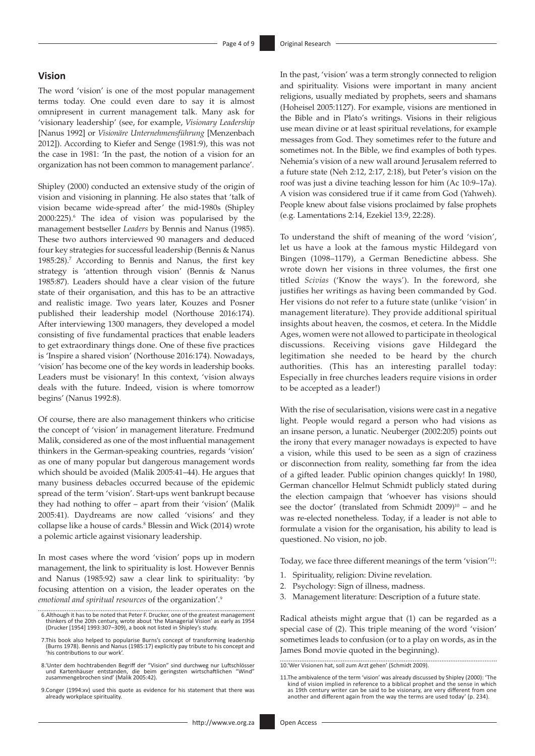## Vision

The word 'vision' is one of the most popular management terms today. One could even dare to say it is almost omnipresent in current management talk. Many ask for 'visionary leadership' (see, for example, *Visionary Leadership* [Nanus 1992] or *Visionäre Unternehmensführung* [Menzenbach 2012]). According to Kiefer and Senge (1981:9), this was not the case in 1981: 'In the past, the notion of a vision for an organization has not been common to management parlance'.

Shipley (2000) conducted an extensive study of the origin of vision and visioning in planning. He also states that 'talk of vision became wide-spread after' the mid-1980s (Shipley 2000:225).[6] The idea of vision was popularised by the management bestseller *Leaders* by Bennis and Nanus (1985). These two authors interviewed 90 managers and deduced four key strategies for successful leadership (Bennis & Nanus 1985:28).[7] According to Bennis and Nanus, the first key strategy is 'attention through vision' (Bennis & Nanus 1985:87). Leaders should have a clear vision of the future state of their organisation, and this has to be an attractive and realistic image. Two years later, Kouzes and Posner published their leadership model (Northouse 2016:174). After interviewing 1300 managers, they developed a model consisting of five fundamental practices that enable leaders to get extraordinary things done. One of these five practices is 'Inspire a shared vision' (Northouse 2016:174). Nowadays, 'vision' has become one of the key words in leadership books. Leaders must be visionary! In this context, 'vision always deals with the future. Indeed, vision is where tomorrow begins' (Nanus 1992:8).

Of course, there are also management thinkers who criticise the concept of 'vision' in management literature. Fredmund Malik, considered as one of the most influential management thinkers in the German-speaking countries, regards 'vision' as one of many popular but dangerous management words which should be avoided (Malik 2005:41–44). He argues that many business debacles occurred because of the epidemic spread of the term 'vision'. Start-ups went bankrupt because they had nothing to offer – apart from their 'vision' (Malik 2005:41). Daydreams are now called 'visions' and they collapse like a house of cards.[8] Blessin and Wick (2014) wrote a polemic article against visionary leadership.

In most cases where the word 'vision' pops up in modern management, the link to spirituality is lost. However Bennis and Nanus (1985:92) saw a clear link to spirituality: 'by focusing attention on a vision, the leader operates on the *emotional and spiritual resources* of the organization'.[9]

In the past, 'vision' was a term strongly connected to religion and spirituality. Visions were important in many ancient religions, usually mediated by prophets, seers and shamans (Hoheisel 2005:1127). For example, visions are mentioned in the Bible and in Plato's writings. Visions in their religious use mean divine or at least spiritual revelations, for example messages from God. They sometimes refer to the future and sometimes not. In the Bible, we find examples of both types. Nehemia's vision of a new wall around Jerusalem referred to a future state (Neh 2:12, 2:17, 2:18), but Peter's vision on the roof was just a divine teaching lesson for him (Ac 10:9–17a). A vision was considered true if it came from God (Yahweh). People knew about false visions proclaimed by false prophets (e.g. Lamentations 2:14, Ezekiel 13:9, 22:28).

To understand the shift of meaning of the word 'vision', let us have a look at the famous mystic Hildegard von Bingen (1098–1179), a German Benedictine abbess. She wrote down her visions in three volumes, the first one titled *Scivias* ('Know the ways'). In the foreword, she justifies her writings as having been commanded by God. Her visions do not refer to a future state (unlike 'vision' in management literature). They provide additional spiritual insights about heaven, the cosmos, et cetera. In the Middle Ages, women were not allowed to participate in theological discussions. Receiving visions gave Hildegard the legitimation she needed to be heard by the church authorities. (This has an interesting parallel today: Especially in free churches leaders require visions in order to be accepted as a leader!)

With the rise of secularisation, visions were cast in a negative light. People would regard a person who had visions as an insane person, a lunatic. Neuberger (2002:205) points out the irony that every manager nowadays is expected to have a vision, while this used to be seen as a sign of craziness or disconnection from reality, something far from the idea of a gifted leader. Public opinion changes quickly! In 1980, German chancellor Helmut Schmidt publicly stated during the election campaign that 'whoever has visions should see the doctor' (translated from Schmidt 2009)[10] – and he was re-elected nonetheless. Today, if a leader is not able to formulate a vision for the organisation, his ability to lead is questioned. No vision, no job.

Today, we face three different meanings of the term 'vision'[11]:

1. Spirituality, religion: Divine revelation.
2. Psychology: Sign of illness, madness.
3. Management literature: Description of a future state.

Radical atheists might argue that (1) can be regarded as a special case of (2). This triple meaning of the word 'vision' sometimes leads to confusion (or to a play on words, as in the James Bond movie quoted in the beginning).

---

6. Although it has to be noted that Peter F. Drucker, one of the greatest management thinkers of the 20th century, wrote about 'the Managerial Vision' as early as 1954 (Drucker [1954] 1993:307–309), a book not listed in Shipley's study.

7. This book also helped to popularise Burns's concept of transforming leadership (Burns 1978). Bennis and Nanus (1985:17) explicitly pay tribute to his concept and 'his contributions to our work'.

8. 'Unter dem hochtrabenden Begriff der "Vision" sind durchweg nur Luftschlösser und Kartenhäuser entstanden, die beim geringsten wirtschaftlichen "Wind" zusammengebrochen sind' (Malik 2005:42).

9. Conger (1994:xv) used this quote as evidence for his statement that there was already workplace spirituality.

10. 'Wer Visionen hat, soll zum Arzt gehen' (Schmidt 2009).

11. The ambivalence of the term 'vision' was already discussed by Shipley (2000): 'The kind of vision implied in reference to a biblical prophet and the sense in which as 19th century writer can be said to be visionary, are very different from one another and different again from the way the terms are used today' (p. 234).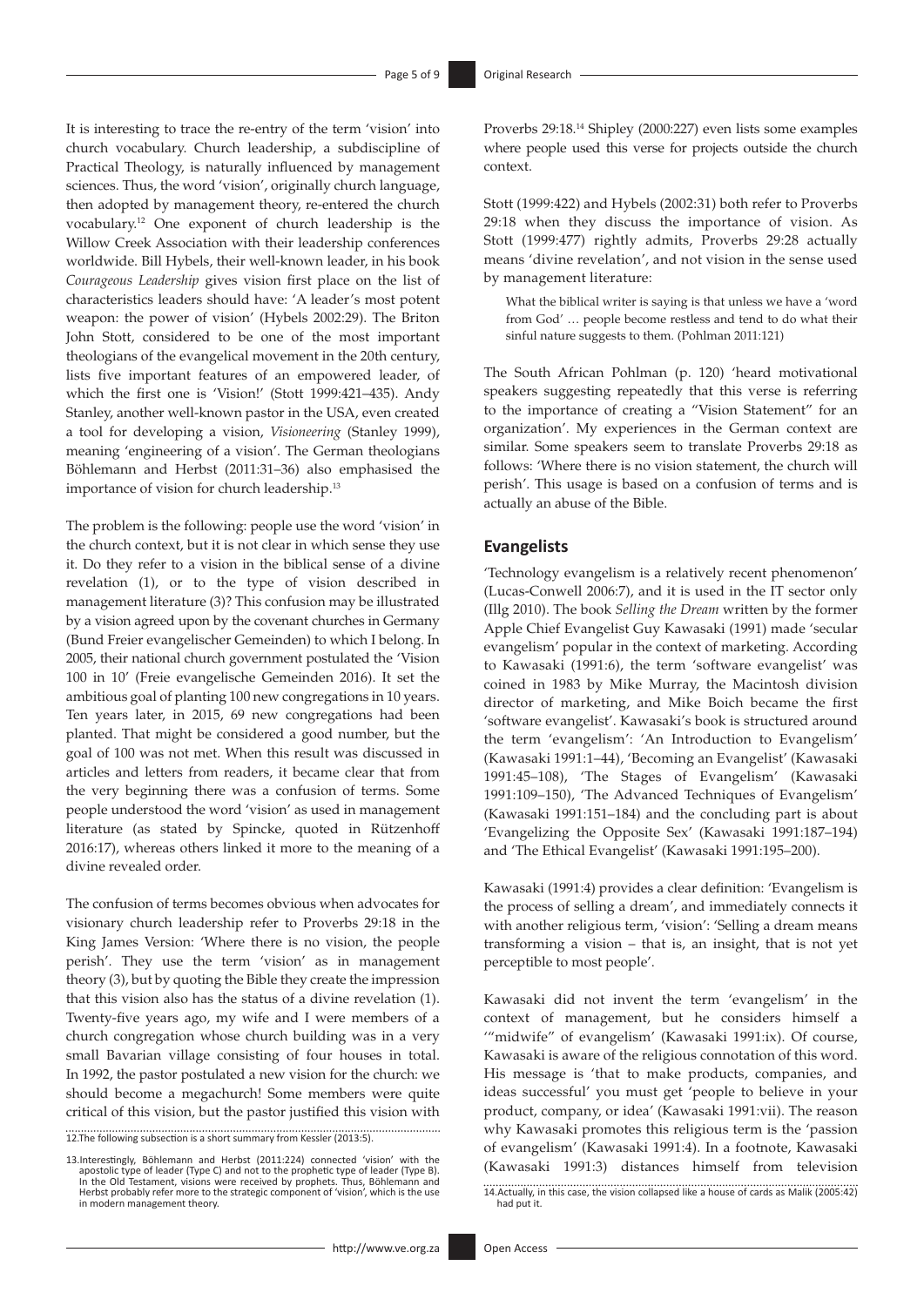It is interesting to trace the re-entry of the term 'vision' into church vocabulary. Church leadership, a subdiscipline of Practical Theology, is naturally influenced by management sciences. Thus, the word 'vision', originally church language, then adopted by management theory, re-entered the church vocabulary.[12] One exponent of church leadership is the Willow Creek Association with their leadership conferences worldwide. Bill Hybels, their well-known leader, in his book *Courageous Leadership* gives vision first place on the list of characteristics leaders should have: 'A leader's most potent weapon: the power of vision' (Hybels 2002:29). The Briton John Stott, considered to be one of the most important theologians of the evangelical movement in the 20th century, lists five important features of an empowered leader, of which the first one is 'Vision!' (Stott 1999:421–435). Andy Stanley, another well-known pastor in the USA, even created a tool for developing a vision, *Visioneering* (Stanley 1999), meaning 'engineering of a vision'. The German theologians Böhlemann and Herbst (2011:31–36) also emphasised the importance of vision for church leadership.[13]

The problem is the following: people use the word 'vision' in the church context, but it is not clear in which sense they use it. Do they refer to a vision in the biblical sense of a divine revelation (1), or to the type of vision described in management literature (3)? This confusion may be illustrated by a vision agreed upon by the covenant churches in Germany (Bund Freier evangelischer Gemeinden) to which I belong. In 2005, their national church government postulated the 'Vision 100 in 10' (Freie evangelische Gemeinden 2016). It set the ambitious goal of planting 100 new congregations in 10 years. Ten years later, in 2015, 69 new congregations had been planted. That might be considered a good number, but the goal of 100 was not met. When this result was discussed in articles and letters from readers, it became clear that from the very beginning there was a confusion of terms. Some people understood the word 'vision' as used in management literature (as stated by Spincke, quoted in Rützenhoff 2016:17), whereas others linked it more to the meaning of a divine revealed order.

The confusion of terms becomes obvious when advocates for visionary church leadership refer to Proverbs 29:18 in the King James Version: 'Where there is no vision, the people perish'. They use the term 'vision' as in management theory (3), but by quoting the Bible they create the impression that this vision also has the status of a divine revelation (1). Twenty-five years ago, my wife and I were members of a church congregation whose church building was in a very small Bavarian village consisting of four houses in total. In 1992, the pastor postulated a new vision for the church: we should become a megachurch! Some members were quite critical of this vision, but the pastor justified this vision with Proverbs 29:18.[14] Shipley (2000:227) even lists some examples where people used this verse for projects outside the church context.

Stott (1999:422) and Hybels (2002:31) both refer to Proverbs 29:18 when they discuss the importance of vision. As Stott (1999:477) rightly admits, Proverbs 29:28 actually means 'divine revelation', and not vision in the sense used by management literature:

> What the biblical writer is saying is that unless we have a 'word from God' … people become restless and tend to do what their sinful nature suggests to them. (Pohlman 2011:121)

The South African Pohlman (p. 120) 'heard motivational speakers suggesting repeatedly that this verse is referring to the importance of creating a "Vision Statement" for an organization'. My experiences in the German context are similar. Some speakers seem to translate Proverbs 29:18 as follows: 'Where there is no vision statement, the church will perish'. This usage is based on a confusion of terms and is actually an abuse of the Bible.

## Evangelists

'Technology evangelism is a relatively recent phenomenon' (Lucas-Conwell 2006:7), and it is used in the IT sector only (Illg 2010). The book *Selling the Dream* written by the former Apple Chief Evangelist Guy Kawasaki (1991) made 'secular evangelism' popular in the context of marketing. According to Kawasaki (1991:6), the term 'software evangelist' was coined in 1983 by Mike Murray, the Macintosh division director of marketing, and Mike Boich became the first 'software evangelist'. Kawasaki's book is structured around the term 'evangelism': 'An Introduction to Evangelism' (Kawasaki 1991:1–44), 'Becoming an Evangelist' (Kawasaki 1991:45–108), 'The Stages of Evangelism' (Kawasaki 1991:109–150), 'The Advanced Techniques of Evangelism' (Kawasaki 1991:151–184) and the concluding part is about 'Evangelizing the Opposite Sex' (Kawasaki 1991:187–194) and 'The Ethical Evangelist' (Kawasaki 1991:195–200).

Kawasaki (1991:4) provides a clear definition: 'Evangelism is the process of selling a dream', and immediately connects it with another religious term, 'vision': 'Selling a dream means transforming a vision – that is, an insight, that is not yet perceptible to most people'.

Kawasaki did not invent the term 'evangelism' in the context of management, but he considers himself a '"midwife" of evangelism' (Kawasaki 1991:ix). Of course, Kawasaki is aware of the religious connotation of this word. His message is 'that to make products, companies, and ideas successful' you must get 'people to believe in your product, company, or idea' (Kawasaki 1991:vii). The reason why Kawasaki promotes this religious term is the 'passion of evangelism' (Kawasaki 1991:4). In a footnote, Kawasaki (Kawasaki 1991:3) distances himself from television

---

12. The following subsection is a short summary from Kessler (2013:5).

13. Interestingly, Böhlemann and Herbst (2011:224) connected 'vision' with the apostolic type of leader (Type C) and not to the prophetic type of leader (Type B). In the Old Testament, visions were received by prophets. Thus, Böhlemann and Herbst probably refer more to the strategic component of 'vision', which is the use in modern management theory.

14. Actually, in this case, the vision collapsed like a house of cards as Malik (2005:42) had put it.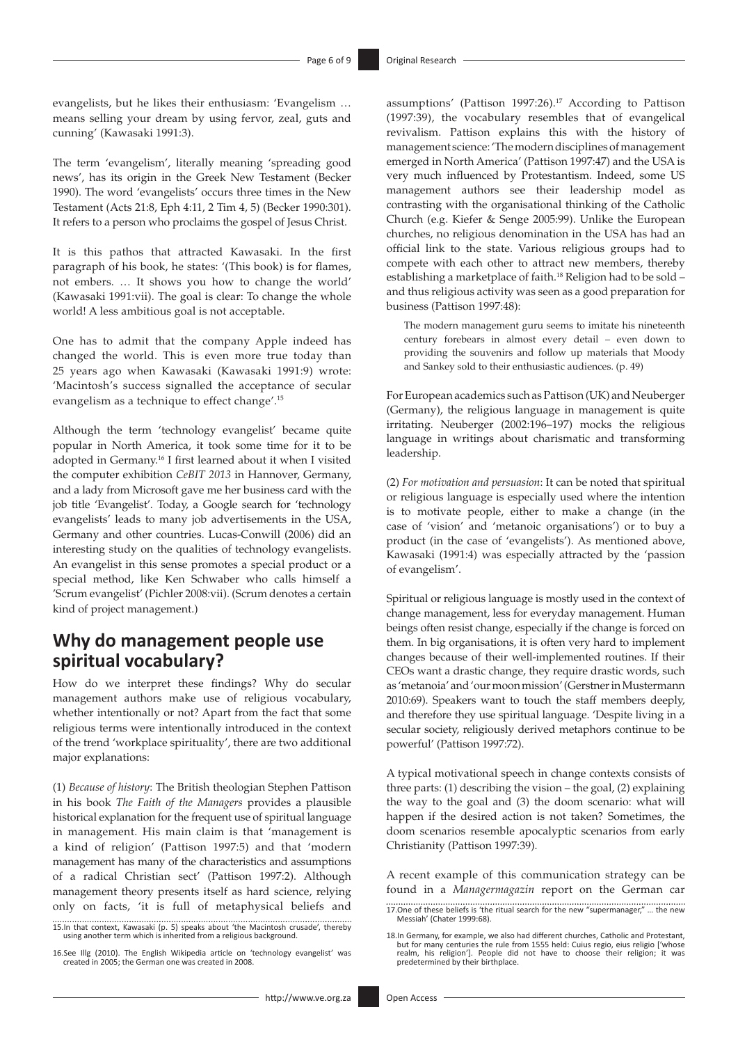evangelists, but he likes their enthusiasm: 'Evangelism … means selling your dream by using fervor, zeal, guts and cunning' (Kawasaki 1991:3).

The term 'evangelism', literally meaning 'spreading good news', has its origin in the Greek New Testament (Becker 1990). The word 'evangelists' occurs three times in the New Testament (Acts 21:8, Eph 4:11, 2 Tim 4, 5) (Becker 1990:301). It refers to a person who proclaims the gospel of Jesus Christ.

It is this pathos that attracted Kawasaki. In the first paragraph of his book, he states: '(This book) is for flames, not embers. … It shows you how to change the world' (Kawasaki 1991:vii). The goal is clear: To change the whole world! A less ambitious goal is not acceptable.

One has to admit that the company Apple indeed has changed the world. This is even more true today than 25 years ago when Kawasaki (Kawasaki 1991:9) wrote: 'Macintosh's success signalled the acceptance of secular evangelism as a technique to effect change'.[15]

Although the term 'technology evangelist' became quite popular in North America, it took some time for it to be adopted in Germany.[16] I first learned about it when I visited the computer exhibition *CeBIT 2013* in Hannover, Germany, and a lady from Microsoft gave me her business card with the job title 'Evangelist'. Today, a Google search for 'technology evangelists' leads to many job advertisements in the USA, Germany and other countries. Lucas-Conwill (2006) did an interesting study on the qualities of technology evangelists. An evangelist in this sense promotes a special product or a special method, like Ken Schwaber who calls himself a 'Scrum evangelist' (Pichler 2008:vii). (Scrum denotes a certain kind of project management.)

## Why do management people use spiritual vocabulary?

How do we interpret these findings? Why do secular management authors make use of religious vocabulary, whether intentionally or not? Apart from the fact that some religious terms were intentionally introduced in the context of the trend 'workplace spirituality', there are two additional major explanations:

(1) *Because of history*: The British theologian Stephen Pattison in his book *The Faith of the Managers* provides a plausible historical explanation for the frequent use of spiritual language in management. His main claim is that 'management is a kind of religion' (Pattison 1997:5) and that 'modern management has many of the characteristics and assumptions of a radical Christian sect' (Pattison 1997:2). Although management theory presents itself as hard science, relying only on facts, 'it is full of metaphysical beliefs and assumptions' (Pattison 1997:26).[17] According to Pattison (1997:39), the vocabulary resembles that of evangelical revivalism. Pattison explains this with the history of management science: 'The modern disciplines of management emerged in North America' (Pattison 1997:47) and the USA is very much influenced by Protestantism. Indeed, some US management authors see their leadership model as contrasting with the organisational thinking of the Catholic Church (e.g. Kiefer & Senge 2005:99). Unlike the European churches, no religious denomination in the USA has had an official link to the state. Various religious groups had to compete with each other to attract new members, thereby establishing a marketplace of faith.[18] Religion had to be sold – and thus religious activity was seen as a good preparation for business (Pattison 1997:48):

> The modern management guru seems to imitate his nineteenth century forebears in almost every detail – even down to providing the souvenirs and follow up materials that Moody and Sankey sold to their enthusiastic audiences. (p. 49)

For European academics such as Pattison (UK) and Neuberger (Germany), the religious language in management is quite irritating. Neuberger (2002:196–197) mocks the religious language in writings about charismatic and transforming leadership.

(2) *For motivation and persuasion*: It can be noted that spiritual or religious language is especially used where the intention is to motivate people, either to make a change (in the case of 'vision' and 'metanoic organisations') or to buy a product (in the case of 'evangelists'). As mentioned above, Kawasaki (1991:4) was especially attracted by the 'passion of evangelism'.

Spiritual or religious language is mostly used in the context of change management, less for everyday management. Human beings often resist change, especially if the change is forced on them. In big organisations, it is often very hard to implement changes because of their well-implemented routines. If their CEOs want a drastic change, they require drastic words, such as 'metanoia' and 'our moon mission' (Gerstner in Mustermann 2010:69). Speakers want to touch the staff members deeply, and therefore they use spiritual language. 'Despite living in a secular society, religiously derived metaphors continue to be powerful' (Pattison 1997:72).

A typical motivational speech in change contexts consists of three parts: (1) describing the vision – the goal, (2) explaining the way to the goal and (3) the doom scenario: what will happen if the desired action is not taken? Sometimes, the doom scenarios resemble apocalyptic scenarios from early Christianity (Pattison 1997:39).

A recent example of this communication strategy can be found in a *Managermagazin* report on the German car

15.In that context, Kawasaki (p. 5) speaks about 'the Macintosh crusade', thereby using another term which is inherited from a religious background.

16.See Illg (2010). The English Wikipedia article on 'technology evangelist' was created in 2005; the German one was created in 2008.

17.One of these beliefs is 'the ritual search for the new "supermanager," … the new Messiah' (Chater 1999:68).

18.In Germany, for example, we also had different churches, Catholic and Protestant, but for many centuries the rule from 1555 held: Cuius regio, eius religio ['whose realm, his religion']. People did not have to choose their religion; it was predetermined by their birthplace.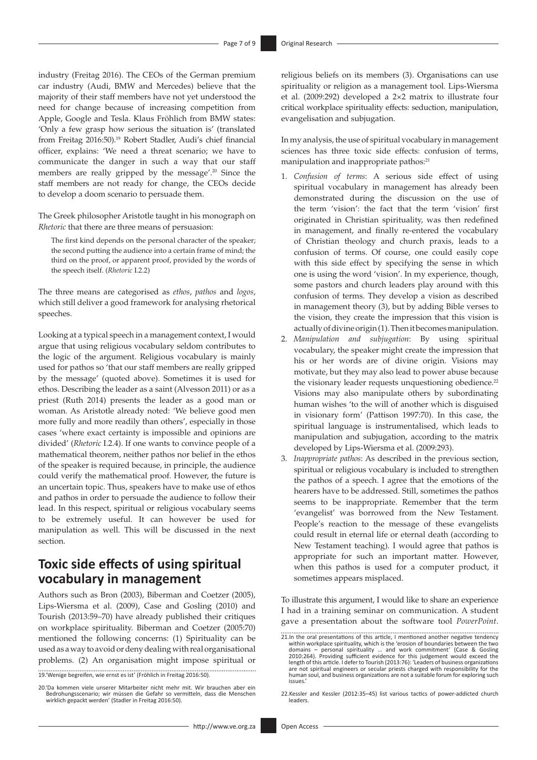industry (Freitag 2016). The CEOs of the German premium car industry (Audi, BMW and Mercedes) believe that the majority of their staff members have not yet understood the need for change because of increasing competition from Apple, Google and Tesla. Klaus Fröhlich from BMW states: 'Only a few grasp how serious the situation is' (translated from Freitag 2016:50).[19] Robert Stadler, Audi's chief financial officer, explains: 'We need a threat scenario; we have to communicate the danger in such a way that our staff members are really gripped by the message'.[20] Since the staff members are not ready for change, the CEOs decide to develop a doom scenario to persuade them.

The Greek philosopher Aristotle taught in his monograph on *Rhetoric* that there are three means of persuasion:

> The first kind depends on the personal character of the speaker; the second putting the audience into a certain frame of mind; the third on the proof, or apparent proof, provided by the words of the speech itself. (*Rhetoric* I.2.2)

The three means are categorised as *ethos*, *pathos* and *logos*, which still deliver a good framework for analysing rhetorical speeches.

Looking at a typical speech in a management context, I would argue that using religious vocabulary seldom contributes to the logic of the argument. Religious vocabulary is mainly used for pathos so 'that our staff members are really gripped by the message' (quoted above). Sometimes it is used for ethos. Describing the leader as a saint (Alvesson 2011) or as a priest (Ruth 2014) presents the leader as a good man or woman. As Aristotle already noted: 'We believe good men more fully and more readily than others', especially in those cases 'where exact certainty is impossible and opinions are divided' (*Rhetoric* I.2.4). If one wants to convince people of a mathematical theorem, neither pathos nor belief in the ethos of the speaker is required because, in principle, the audience could verify the mathematical proof. However, the future is an uncertain topic. Thus, speakers have to make use of ethos and pathos in order to persuade the audience to follow their lead. In this respect, spiritual or religious vocabulary seems to be extremely useful. It can however be used for manipulation as well. This will be discussed in the next section.

## Toxic side effects of using spiritual vocabulary in management

Authors such as Bron (2003), Biberman and Coetzer (2005), Lips-Wiersma et al. (2009), Case and Gosling (2010) and Tourish (2013:59–70) have already published their critiques on workplace spirituality. Biberman and Coetzer (2005:70) mentioned the following concerns: (1) Spirituality can be used as a way to avoid or deny dealing with real organisational problems. (2) An organisation might impose spiritual or religious beliefs on its members (3). Organisations can use spirituality or religion as a management tool. Lips-Wiersma et al. (2009:292) developed a 2×2 matrix to illustrate four critical workplace spirituality effects: seduction, manipulation, evangelisation and subjugation.

In my analysis, the use of spiritual vocabulary in management sciences has three toxic side effects: confusion of terms, manipulation and inappropriate pathos:[21]

1. *Confusion of terms*: A serious side effect of using spiritual vocabulary in management has already been demonstrated during the discussion on the use of the term 'vision': the fact that the term 'vision' first originated in Christian spirituality, was then redefined in management, and finally re-entered the vocabulary of Christian theology and church praxis, leads to a confusion of terms. Of course, one could easily cope with this side effect by specifying the sense in which one is using the word 'vision'. In my experience, though, some pastors and church leaders play around with this confusion of terms. They develop a vision as described in management theory (3), but by adding Bible verses to the vision, they create the impression that this vision is actually of divine origin (1). Then it becomes manipulation.
2. *Manipulation and subjugation*: By using spiritual vocabulary, the speaker might create the impression that his or her words are of divine origin. Visions may motivate, but they may also lead to power abuse because the visionary leader requests unquestioning obedience.[22] Visions may also manipulate others by subordinating human wishes 'to the will of another which is disguised in visionary form' (Pattison 1997:70). In this case, the spiritual language is instrumentalised, which leads to manipulation and subjugation, according to the matrix developed by Lips-Wiersma et al. (2009:293).
3. *Inappropriate pathos*: As described in the previous section, spiritual or religious vocabulary is included to strengthen the pathos of a speech. I agree that the emotions of the hearers have to be addressed. Still, sometimes the pathos seems to be inappropriate. Remember that the term 'evangelist' was borrowed from the New Testament. People's reaction to the message of these evangelists could result in eternal life or eternal death (according to New Testament teaching). I would agree that pathos is appropriate for such an important matter. However, when this pathos is used for a computer product, it sometimes appears misplaced.

To illustrate this argument, I would like to share an experience I had in a training seminar on communication. A student gave a presentation about the software tool *PowerPoint*.

---

19.'Wenige begreifen, wie ernst es ist' (Fröhlich in Freitag 2016:50).

20.'Da kommen viele unserer Mitarbeiter nicht mehr mit. Wir brauchen aber ein Bedrohungsscenario; wir müssen die Gefahr so vermitteln, dass die Menschen wirklich gepackt werden' (Stadler in Freitag 2016:50).

21.In the oral presentations of this article, I mentioned another negative tendency within workplace spirituality, which is the 'erosion of boundaries between the two domains – personal spirituality … and work commitment' (Case & Gosling 2010:264). Providing sufficient evidence for this judgement would exceed the length of this article. I defer to Tourish (2013:76): 'Leaders of business organizations are not spiritual engineers or secular priests charged with responsibility for the human soul, and business organizations are not a suitable forum for exploring such issues.'

22.Kessler and Kessler (2012:35–45) list various tactics of power-addicted church leaders.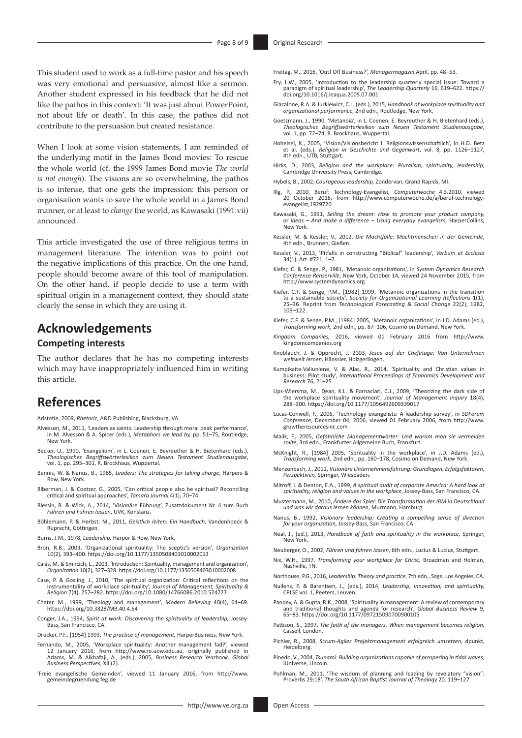This student used to work as a full-time pastor and his speech was very emotional and persuasive, almost like a sermon. Another student expressed in his feedback that he did not like the pathos in this context: 'It was just about PowerPoint, not about life or death'. In this case, the pathos did not contribute to the persuasion but created resistance.

When I look at some vision statements, I am reminded of the underlying motif in the James Bond movies: To rescue the whole world (cf. the 1999 James Bond movie *The world is not enough*). The visions are so overwhelming, the pathos is so intense, that one gets the impression: this person or organisation wants to save the whole world in a James Bond manner, or at least to *change* the world, as Kawasaki (1991:vii) announced.

This article investigated the use of three religious terms in management literature. The intention was to point out the negative implications of this practice. On the one hand, people should become aware of this tool of manipulation. On the other hand, if people decide to use a term with spiritual origin in a management context, they should state clearly the sense in which they are using it.

# Acknowledgements

## Competing interests

The author declares that he has no competing interests which may have inappropriately influenced him in writing this article.

# References

Aristotle, 2009, *Rhetoric*, A&D Publishing, Blacksburg, VA.

Alvesson, M., 2011, 'Leaders as saints: Leadership through moral peak performance', in M. Alvesson & A. Spicer (eds.), *Metaphors we lead by*, pp. 51–75, Routledge, New York.

Becker, U., 1990, 'Evangelium', in L. Coenen, E. Beyreuther & H. Bietenhard (eds.), *Theologisches Begriffswörterlexikon zum Neuen Testament Studienausgabe*, vol. 1, pp. 295–301, R. Brockhaus, Wuppertal.

Bennis, W. & Nanus, B., 1985, *Leaders: The strategies for taking charge*, Harpers & Row, New York.

Biberman, J. & Coetzer, G., 2005, 'Can critical people also be spiritual? Reconciling critical and spiritual approaches', *Tamara Journal* 4(1), 70–74.

Blessin, B. & Wick, A., 2014, 'Visionäre Führung', Zusatzdokument Nr. 4 zum Buch *Führen und Führen lassen*, UVK, Konstanz.

Böhlemann, P. & Herbst, M., 2011, *Geistlich leiten: Ein Handbuch*, Vandenhoeck & Ruprecht, Göttingen.

Burns, J.M., 1978, *Leadership*, Harper & Row, New York.

Bron, R.B., 2003, 'Organizational spirituality: The sceptic's version', *Organization* 10(2), 393–400. https://doi.org/10.1177/1350508403010002013

Calás, M. & Smircich, L., 2003, 'Introduction: Spirituality, management and organization', *Organization* 10(2), 327–328. https://doi.org/10.1177/1350508403010002008

Case, P. & Gosling, J., 2010, 'The spiritual organization: Critical reflections on the instrumentality of workplace spirituality', *Journal of Management, Spirituality & Religion* 7(4), 257–282. https://doi.org/10.1080/14766086.2010.524727

Chater, M., 1999, 'Theology and management', *Modern Believing* 40(4), 64–69. https://doi.org/10.3828/MB.40.4.64

Conger, J.A., 1994, *Spirit at work: Discovering the spirituality of leadership*, Jossey-Bass, San Francisco, CA.

Drucker, P.F., [1954] 1993, *The practice of management*, HarperBusiness, New York.

Fernando, M., 2005, 'Workplace spirituality: Another management fad?', viewed 12 January 2016, from http://www.ro.uow.edu.au, originally published in Adams, M. & Alkhafaji, A., (eds.), 2005, *Business Research Yearbook: Global Business Perspectives*, XII (2).

'Freie evangelische Gemeinden', viewed 11 January 2016, from http://www.gemeindegruendung.feg.de

Freitag, M., 2016, 'Out! Of! Business?', *Managermagazin* April, pp. 48–53.

Fry, L.W., 2005, 'Introduction to the leadership quarterly special issue: Toward a paradigm of spiritual leadership', *The Leadership Quarterly* 16, 619–622. https://doi.org/10.1016/j.leaqua.2005.07.001

Giacalone, R.A. & Jurkiewicz, C.L. (eds.), 2015, *Handbook of workplace spirituality and organizational performance*, 2nd edn., Routledge, New York.

Goetzmann, J., 1990, 'Metanoia', in L. Coenen, E. Beyreuther & H. Bietenhard (eds.), *Theologisches Begriffswörterlexikon zum Neuen Testament Studienausgabe*, vol. 1, pp. 72–74, R. Brockhaus, Wuppertal.

Hoheisel, K., 2005, 'Vision/Visionsbericht I. Religionswissenschaftlich', in H.D. Betz et al. (eds.), *Religion in Geschichte und Gegenwart*, vol. 8, pp. 1126–1127, 4th edn., UTB, Stuttgart.

Hicks, D., 2003, *Religion and the workplace: Pluralism, spirituality, leadership*, Cambridge University Press, Cambridge.

Hybels, B., 2002, *Courageous leadership*, Zondervan, Grand Rapids, MI.

Illg, P., 2010, Beruf: Technology-Evangelist, *Computerwoche* 4.3.2010, viewed 20 October 2016, from http://www.computerwoche.de/a/beruf-technology-evangelist,1929720

Kawasaki, G., 1991, *Selling the dream: How to promote your product company, or ideas – And make a difference – Using everyday evangelism*, HarperCollins, New York.

Kessler, M. & Kessler, V., 2012, *Die Machtfalle: Machtmenschen in der Gemeinde*, 4th edn., Brunnen, Gießen.

Kessler, V., 2013, 'Pitfalls in constructing "Biblical" leadership', *Verbum et Ecclesia* 34(1), Art. #721, 1–7.

Kiefer, C. & Senge, P., 1981, 'Metanoic organizations', in *System Dynamics Research Conference Renserville*, New York, October 14, viewed 24 November 2015, from http://www.systemdynamics.org

Kiefer, C.F. & Senge, P.M., [1982] 1999, 'Metanoic organizations in the transition to a sustainable society', *Society for Organizational Learning Reflections* 1(1), 25–36. Reprint from *Technological Forecasting & Social Change* 22(2), 1982, 109–122.

Kiefer, C.F. & Senge, P.M., [1984] 2005, 'Metanoic organizations', in J.D. Adams (ed.), *Transforming work*, 2nd edn., pp. 87–106, Cosimo on Demand, New York.

*Kingdom Companies*, 2016, viewed 01 February 2016 from http://www.kingdomcompanies.org

Knoblauch, J. & Opprecht, J. 2003, *Jesus auf der Chefetage: Von Unternehmen weltweit lernen*, Hänssler, Holzgerlingen.

Kumpikaite-Valiuniene, V. & Alas, R., 2014, 'Spirituality and Christian values in business: Pilot study', *International Proceedings of Economics Development and Research* 76, 21–25.

Lips-Wiersma, M., Dean, K.L. & Fornaciari, C.J., 2009, 'Theorizing the dark side of the workplace spirituality movement', *Journal of Management Inquiry* 18(4), 288–300. https://doi.org/10.1177/1056492609339017

Lucas-Conwell, F., 2006, 'Technology evangelists: A leadership survey', in *SDForum Conference*, December 04, 2006, viewed 01 February 2006, from http://www.growtheresourcesinc.com

Malik, F., 2005, *Gefährliche Managementwörter: Und warum man sie vermeiden sollte*, 3rd edn., Frankfurter Allgemeine Buch, Frankfurt.

McKnight, R., [1984] 2005, 'Sprituality in the workplace', in J.D. Adams (ed.), *Transforming work*, 2nd edn., pp. 160–178, Cosimo on Demand, New York.

Menzenbach, J., 2012, *Visionäre Unternehmensführung: Grundlagen, Erfolgsfaktoren, Perspektiven*, Springer, Wiesbaden.

Mitroff, I. & Denton, E.A., 1999, *A spiritual audit of corporate America: A hard look at spirituality, religion and values in the workplace*, Jossey-Bass, San Francisco, CA.

Mustermann, M., 2010, *Ändere das Spiel: Die Transformation der IBM in Deutschland und was wir daraus lernen können*, Murmann, Hamburg.

Nanus, B., 1992, *Visionary leadership: Creating a compelling sense of direction for your organization*, Jossey-Bass, San Francisco, CA.

Neal, J., (ed.), 2013, *Handbook of faith and spirituality in the workplace*, Springer, New York.

Neuberger, O., 2002, *Führen und führen lassen*, 6th edn., Lucius & Lucius, Stuttgart.

Nix, W.H., 1997, *Transforming your workplace for Christ*, Broadman and Holman, Nashville, TN.

Northouse, P.G., 2016, *Leadership: Theory and practice*, 7th edn., Sage, Los Angeles, CA.

Nullens, P. & Barentsen, J., (eds.), 2014, *Leadership, innovation, and spirituality*, CPLSE vol. 1, Peeters, Leuven.

Pandey, A. & Gupta, R.K., 2008, 'Spirituality in management: A review of contemporary and traditional thoughts and agenda for research', *Global Business Review* 9, 65–83. https://doi.org/10.1177/097215090700900105

Pattison, S., 1997, *The faith of the managers. When management becomes religion*, Cassell, London.

Pichler, R., 2008, *Scrum-Agiles Projektmanagement erfolgreich umsetzen*, dpunkt, Heidelberg.

Pinedo, V., 2004, *Tsunami: Building organizations capable of prospering in tidal waves*, iUniverse, Lincoln.

Pohlman, M., 2011, 'The wisdom of planning and leading by revelatory "vision": Proverbs 29:18', *The South African Baptist Journal of Theology* 20, 119–127.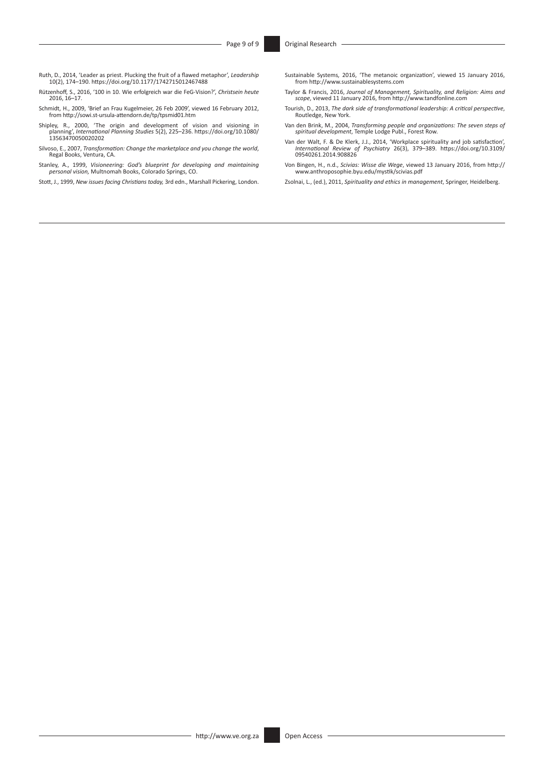Ruth, D., 2014, 'Leader as priest. Plucking the fruit of a flawed metaphor', *Leadership* 10(2), 174–190. https://doi.org/10.1177/1742715012467488

Rützenhoff, S., 2016, '100 in 10. Wie erfolgreich war die FeG-Vision?', *Christsein heute* 2016, 16–17.

Schmidt, H., 2009, 'Brief an Frau Kugelmeier, 26 Feb 2009', viewed 16 February 2012, from http://sowi.st-ursula-attendorn.de/tp/tpsmid01.htm

Shipley, R., 2000, 'The origin and development of vision and visioning in planning', *International Planning Studies* 5(2), 225–236. https://doi.org/10.1080/13563470050020202

Silvoso, E., 2007, *Transformation: Change the marketplace and you change the world*, Regal Books, Ventura, CA.

Stanley, A., 1999, *Visioneering: God's blueprint for developing and maintaining personal vision*, Multnomah Books, Colorado Springs, CO.

Stott, J., 1999, *New issues facing Christians today,* 3rd edn., Marshall Pickering, London.

Sustainable Systems, 2016, 'The metanoic organization', viewed 15 January 2016, from http://www.sustainablesystems.com

Taylor & Francis, 2016, *Journal of Management, Spirituality, and Religion: Aims and scope*, viewed 11 January 2016, from http://www.tandfonline.com

Tourish, D., 2013, *The dark side of transformational leadership: A critical perspective*, Routledge, New York.

Van den Brink, M., 2004, *Transforming people and organizations: The seven steps of spiritual development*, Temple Lodge Publ., Forest Row.

Van der Walt, F. & De Klerk, J.J., 2014, 'Workplace spirituality and job satisfaction', *International Review of Psychiatry* 26(3), 379–389. https://doi.org/10.3109/09540261.2014.908826

Von Bingen, H., n.d., *Scivias: Wisse die Wege*, viewed 13 January 2016, from http://www.anthroposophie.byu.edu/mystik/scivias.pdf

Zsolnai, L., (ed.), 2011, *Spirituality and ethics in management*, Springer, Heidelberg.